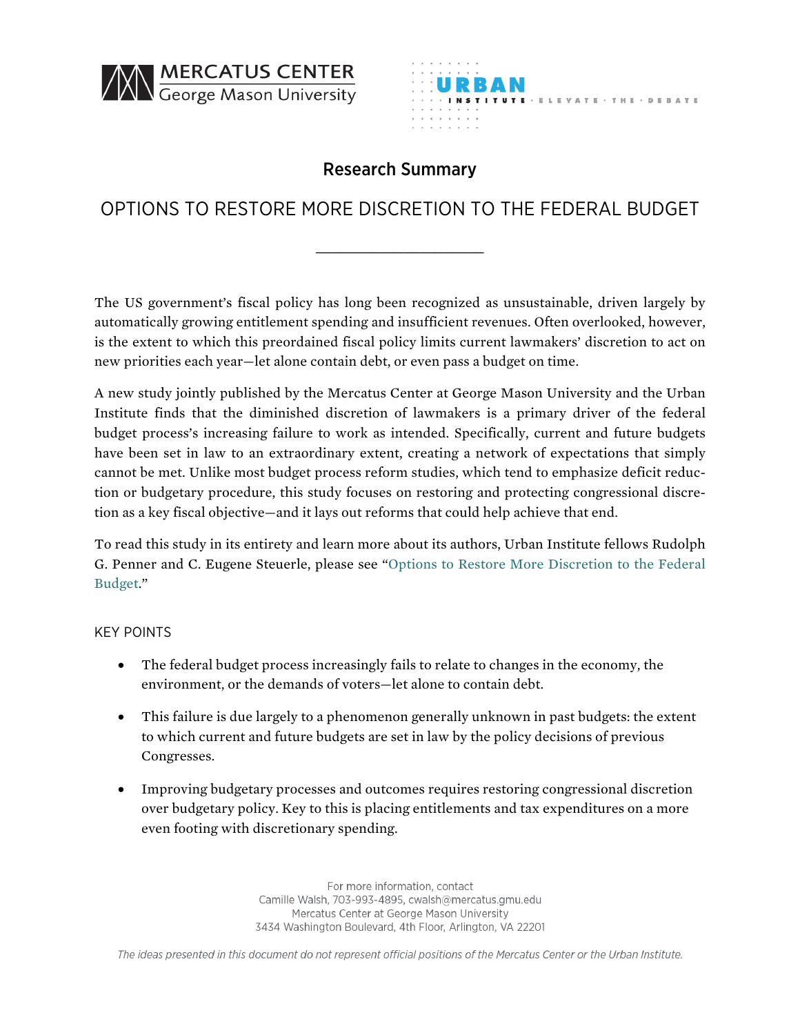MERCATUS CENTER
George Mason University

URBAN INSTITUTE · ELEVATE · THE · DEBATE

## Research Summary

# OPTIONS TO RESTORE MORE DISCRETION TO THE FEDERAL BUDGET

---

The US government's fiscal policy has long been recognized as unsustainable, driven largely by automatically growing entitlement spending and insufficient revenues. Often overlooked, however, is the extent to which this preordained fiscal policy limits current lawmakers' discretion to act on new priorities each year—let alone contain debt, or even pass a budget on time.

A new study jointly published by the Mercatus Center at George Mason University and the Urban Institute finds that the diminished discretion of lawmakers is a primary driver of the federal budget process's increasing failure to work as intended. Specifically, current and future budgets have been set in law to an extraordinary extent, creating a network of expectations that simply cannot be met. Unlike most budget process reform studies, which tend to emphasize deficit reduction or budgetary procedure, this study focuses on restoring and protecting congressional discretion as a key fiscal objective—and it lays out reforms that could help achieve that end.

To read this study in its entirety and learn more about its authors, Urban Institute fellows Rudolph G. Penner and C. Eugene Steuerle, please see "Options to Restore More Discretion to the Federal Budget."

## KEY POINTS

- The federal budget process increasingly fails to relate to changes in the economy, the environment, or the demands of voters—let alone to contain debt.
- This failure is due largely to a phenomenon generally unknown in past budgets: the extent to which current and future budgets are set in law by the policy decisions of previous Congresses.
- Improving budgetary processes and outcomes requires restoring congressional discretion over budgetary policy. Key to this is placing entitlements and tax expenditures on a more even footing with discretionary spending.

For more information, contact
Camille Walsh, 703-993-4895, cwalsh@mercatus.gmu.edu
Mercatus Center at George Mason University
3434 Washington Boulevard, 4th Floor, Arlington, VA 22201

*The ideas presented in this document do not represent official positions of the Mercatus Center or the Urban Institute.*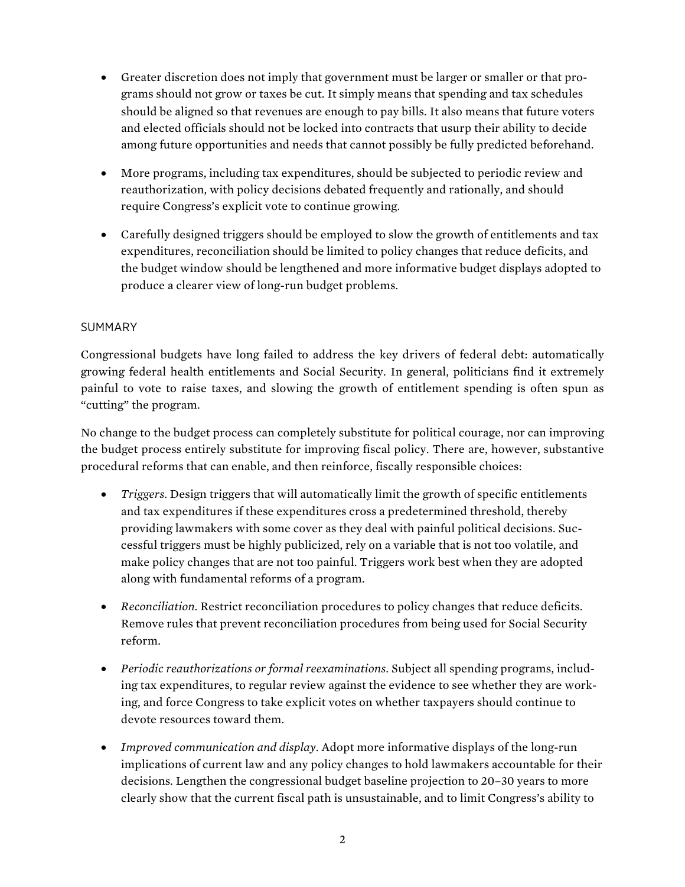- Greater discretion does not imply that government must be larger or smaller or that programs should not grow or taxes be cut. It simply means that spending and tax schedules should be aligned so that revenues are enough to pay bills. It also means that future voters and elected officials should not be locked into contracts that usurp their ability to decide among future opportunities and needs that cannot possibly be fully predicted beforehand.

- More programs, including tax expenditures, should be subjected to periodic review and reauthorization, with policy decisions debated frequently and rationally, and should require Congress's explicit vote to continue growing.

- Carefully designed triggers should be employed to slow the growth of entitlements and tax expenditures, reconciliation should be limited to policy changes that reduce deficits, and the budget window should be lengthened and more informative budget displays adopted to produce a clearer view of long-run budget problems.

## SUMMARY

Congressional budgets have long failed to address the key drivers of federal debt: automatically growing federal health entitlements and Social Security. In general, politicians find it extremely painful to vote to raise taxes, and slowing the growth of entitlement spending is often spun as "cutting" the program.

No change to the budget process can completely substitute for political courage, nor can improving the budget process entirely substitute for improving fiscal policy. There are, however, substantive procedural reforms that can enable, and then reinforce, fiscally responsible choices:

- *Triggers*. Design triggers that will automatically limit the growth of specific entitlements and tax expenditures if these expenditures cross a predetermined threshold, thereby providing lawmakers with some cover as they deal with painful political decisions. Successful triggers must be highly publicized, rely on a variable that is not too volatile, and make policy changes that are not too painful. Triggers work best when they are adopted along with fundamental reforms of a program.

- *Reconciliation*. Restrict reconciliation procedures to policy changes that reduce deficits. Remove rules that prevent reconciliation procedures from being used for Social Security reform.

- *Periodic reauthorizations or formal reexaminations*. Subject all spending programs, including tax expenditures, to regular review against the evidence to see whether they are working, and force Congress to take explicit votes on whether taxpayers should continue to devote resources toward them.

- *Improved communication and display*. Adopt more informative displays of the long-run implications of current law and any policy changes to hold lawmakers accountable for their decisions. Lengthen the congressional budget baseline projection to 20–30 years to more clearly show that the current fiscal path is unsustainable, and to limit Congress's ability to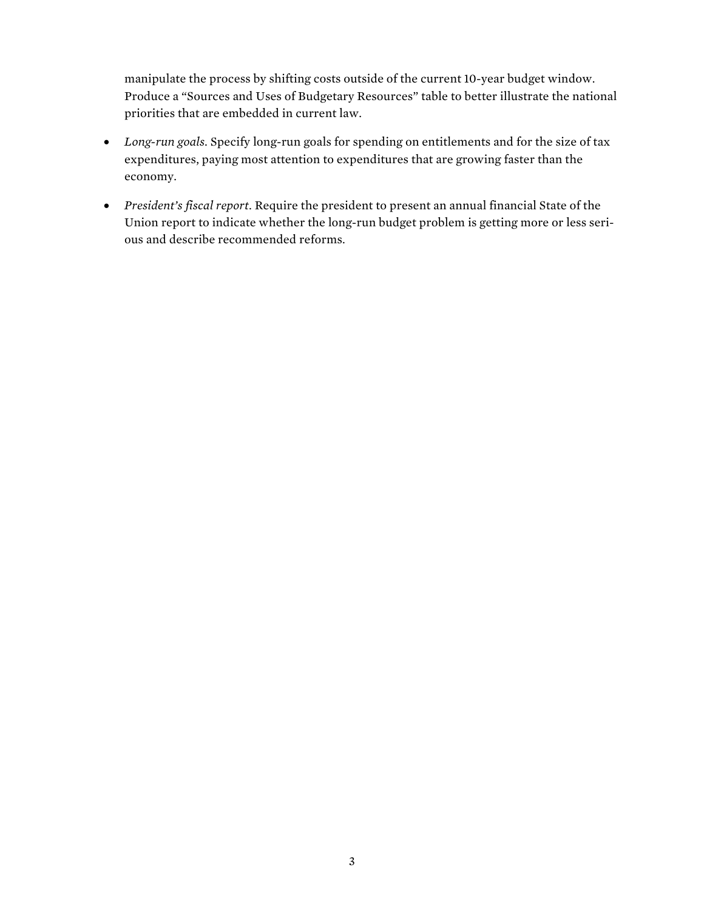manipulate the process by shifting costs outside of the current 10-year budget window. Produce a "Sources and Uses of Budgetary Resources" table to better illustrate the national priorities that are embedded in current law.

- *Long-run goals.* Specify long-run goals for spending on entitlements and for the size of tax expenditures, paying most attention to expenditures that are growing faster than the economy.
- *President's fiscal report*. Require the president to present an annual financial State of the Union report to indicate whether the long-run budget problem is getting more or less serious and describe recommended reforms.